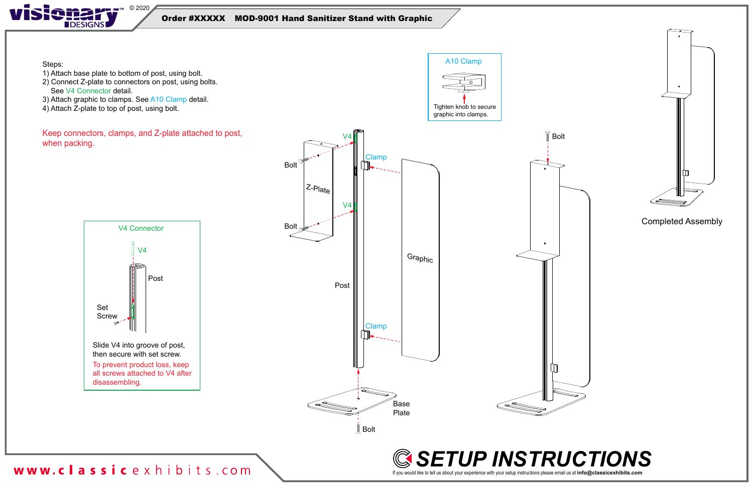# Order #XXXXX MOD-9001 Hand Sanitizer Stand with Graphic

Steps:

1) Attach base plate to bottom of post, using bolt.
2) Connect Z-plate to connectors on post, using bolts. See V4 Connector detail.
3) Attach graphic to clamps. See A10 Clamp detail.
4) Attach Z-plate to top of post, using bolt.

Keep connectors, clamps, and Z-plate attached to post, when packing.

## A10 Clamp

Tighten knob to secure graphic into clamps.

## V4 Connector

V4

Post

Set Screw

Slide V4 into groove of post, then secure with set screw.

To prevent product loss, keep all screws attached to V4 after disassembling.

V4, Bolt, Z-Plate, Clamp, Graphic, Post, Base Plate, Bolt

Completed Assembly

# SETUP INSTRUCTIONS

If you would like to tell us about your experience with your setup instructions please email us at **info@classicexhibits.com**

www.classicexhibits.com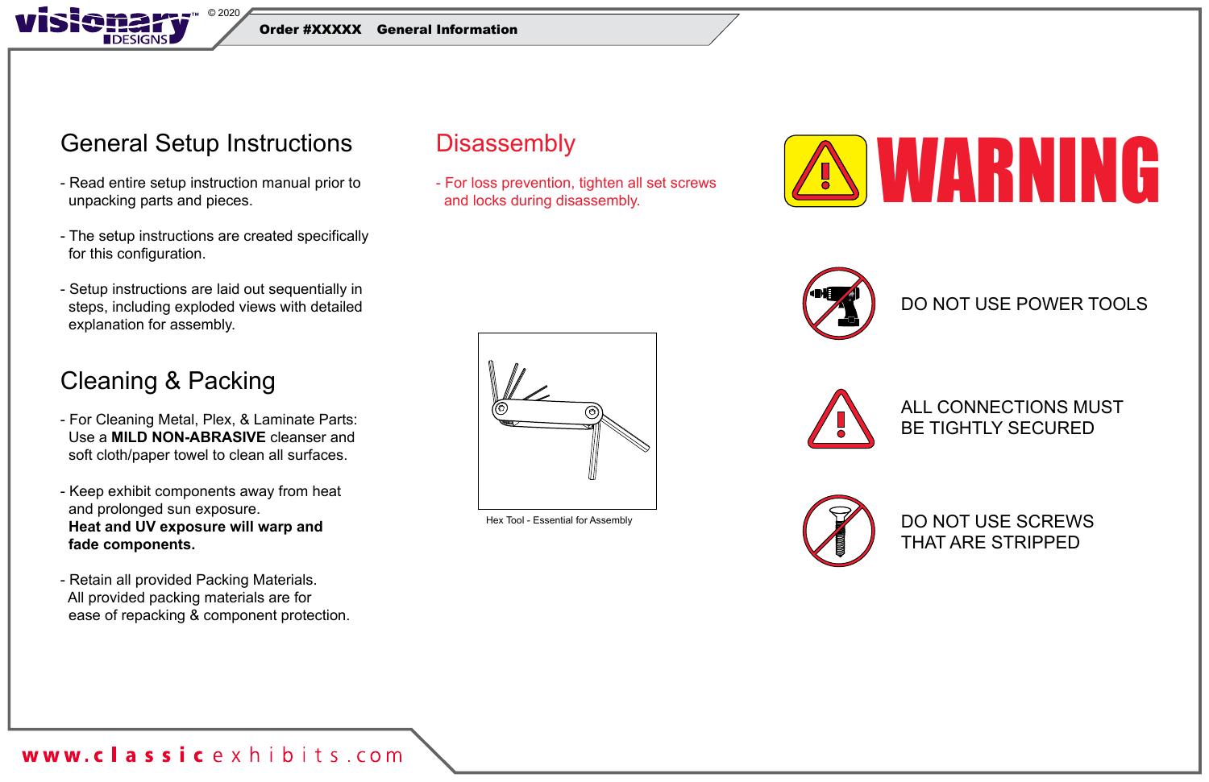Order #XXXXX General Information

## General Setup Instructions

- Read entire setup instruction manual prior to unpacking parts and pieces.
- The setup instructions are created specifically for this configuration.
- Setup instructions are laid out sequentially in steps, including exploded views with detailed explanation for assembly.

## Cleaning & Packing

- For Cleaning Metal, Plex, & Laminate Parts: Use a **MILD NON-ABRASIVE** cleanser and soft cloth/paper towel to clean all surfaces.
- Keep exhibit components away from heat and prolonged sun exposure. **Heat and UV exposure will warp and fade components.**
- Retain all provided Packing Materials. All provided packing materials are for ease of repacking & component protection.

## Disassembly

- For loss prevention, tighten all set screws and locks during disassembly.

Hex Tool - Essential for Assembly

## WARNING

DO NOT USE POWER TOOLS

ALL CONNECTIONS MUST BE TIGHTLY SECURED

DO NOT USE SCREWS THAT ARE STRIPPED

www.classicexhibits.com